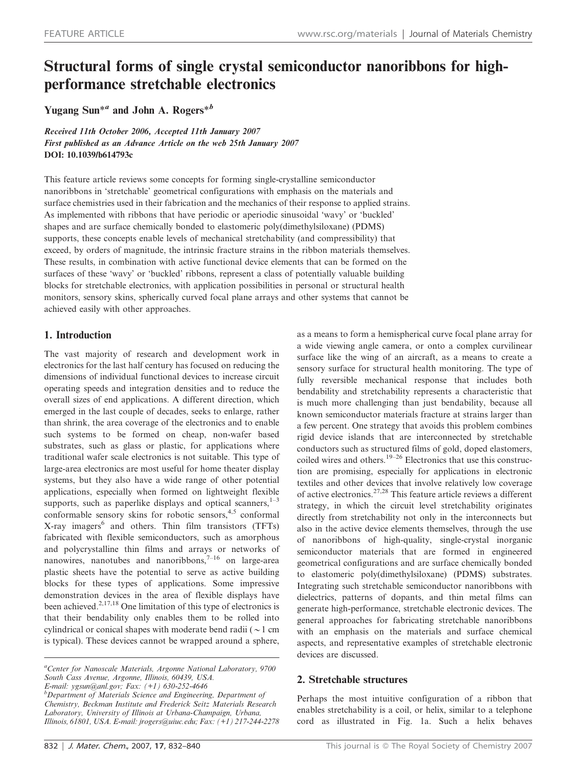FEATURE ARTICLE

# Structural forms of single crystal semiconductor nanoribbons for high-performance stretchable electronics

Yugang Sun*[a] and John A. Rogers*[b]

*Received 11th October 2006, Accepted 11th January 2007*
*First published as an Advance Article on the web 25th January 2007*
**DOI: 10.1039/b614793c**

This feature article reviews some concepts for forming single-crystalline semiconductor nanoribbons in 'stretchable' geometrical configurations with emphasis on the materials and surface chemistries used in their fabrication and the mechanics of their response to applied strains. As implemented with ribbons that have periodic or aperiodic sinusoidal 'wavy' or 'buckled' shapes and are surface chemically bonded to elastomeric poly(dimethylsiloxane) (PDMS) supports, these concepts enable levels of mechanical stretchability (and compressibility) that exceed, by orders of magnitude, the intrinsic fracture strains in the ribbon materials themselves. These results, in combination with active functional device elements that can be formed on the surfaces of these 'wavy' or 'buckled' ribbons, represent a class of potentially valuable building blocks for stretchable electronics, with application possibilities in personal or structural health monitors, sensory skins, spherically curved focal plane arrays and other systems that cannot be achieved easily with other approaches.

## 1. Introduction

The vast majority of research and development work in electronics for the last half century has focused on reducing the dimensions of individual functional devices to increase circuit operating speeds and integration densities and to reduce the overall sizes of end applications. A different direction, which emerged in the last couple of decades, seeks to enlarge, rather than shrink, the area coverage of the electronics and to enable such systems to be formed on cheap, non-wafer based substrates, such as glass or plastic, for applications where traditional wafer scale electronics is not suitable. This type of large-area electronics are most useful for home theater display systems, but they also have a wide range of other potential applications, especially when formed on lightweight flexible supports, such as paperlike displays and optical scanners,[1–3] conformable sensory skins for robotic sensors,[4,5] conformal X-ray imagers[6] and others. Thin film transistors (TFTs) fabricated with flexible semiconductors, such as amorphous and polycrystalline thin films and arrays or networks of nanowires, nanotubes and nanoribbons,[7–16] on large-area plastic sheets have the potential to serve as active building blocks for these types of applications. Some impressive demonstration devices in the area of flexible displays have been achieved.[2,17,18] One limitation of this type of electronics is that their bendability only enables them to be rolled into cylindrical or conical shapes with moderate bend radii (~1 cm is typical). These devices cannot be wrapped around a sphere, as a means to form a hemispherical curve focal plane array for a wide viewing angle camera, or onto a complex curvilinear surface like the wing of an aircraft, as a means to create a sensory surface for structural health monitoring. The type of fully reversible mechanical response that includes both bendability and stretchability represents a characteristic that is much more challenging than just bendability, because all known semiconductor materials fracture at strains larger than a few percent. One strategy that avoids this problem combines rigid device islands that are interconnected by stretchable conductors such as structured films of gold, doped elastomers, coiled wires and others.[19–26] Electronics that use this construction are promising, especially for applications in electronic textiles and other devices that involve relatively low coverage of active electronics.[27,28] This feature article reviews a different strategy, in which the circuit level stretchability originates directly from stretchability not only in the interconnects but also in the active device elements themselves, through the use of nanoribbons of high-quality, single-crystal inorganic semiconductor materials that are formed in engineered geometrical configurations and are surface chemically bonded to elastomeric poly(dimethylsiloxane) (PDMS) substrates. Integrating such stretchable semiconductor nanoribbons with dielectrics, patterns of dopants, and thin metal films can generate high-performance, stretchable electronic devices. The general approaches for fabricating stretchable nanoribbons with an emphasis on the materials and surface chemical aspects, and representative examples of stretchable electronic devices are discussed.

## 2. Stretchable structures

Perhaps the most intuitive configuration of a ribbon that enables stretchability is a coil, or helix, similar to a telephone cord as illustrated in Fig. 1a. Such a helix behaves

[a] Center for Nanoscale Materials, Argonne National Laboratory, 9700 South Cass Avenue, Argonne, Illinois, 60439, USA. E-mail: ygsun@anl.gov; Fax: (+1) 630-252-4646
[b] Department of Materials Science and Engineering, Department of Chemistry, Beckman Institute and Frederick Seitz Materials Research Laboratory, University of Illinois at Urbana-Champaign, Urbana, Illinois, 61801, USA. E-mail: jrogers@uiuc.edu; Fax: (+1) 217-244-2278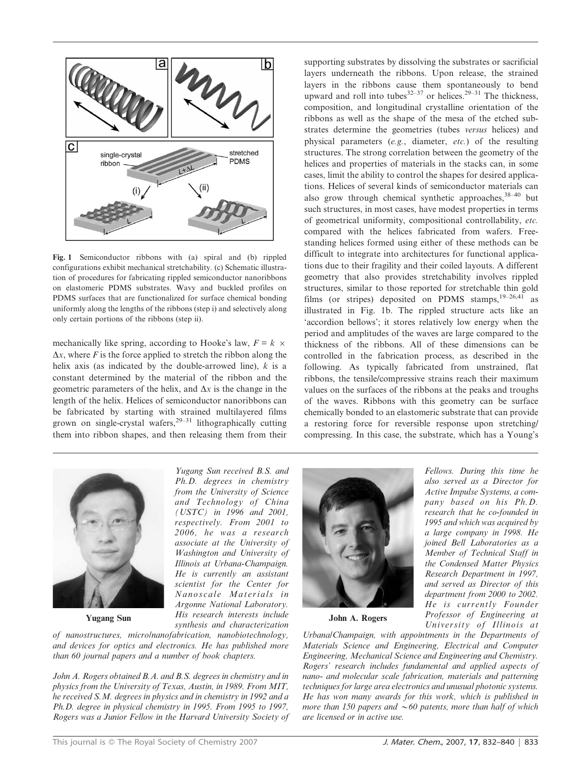Fig. 1 Semiconductor ribbons with (a) spiral and (b) rippled configurations exhibit mechanical stretchability. (c) Schematic illustration of procedures for fabricating rippled semiconductor nanoribbons on elastomeric PDMS substrates. Wavy and buckled profiles on PDMS surfaces that are functionalized for surface chemical bonding uniformly along the lengths of the ribbons (step i) and selectively along only certain portions of the ribbons (step ii).

mechanically like spring, according to Hooke's law, $F = k \times \Delta x$, where $F$ is the force applied to stretch the ribbon along the helix axis (as indicated by the double-arrowed line), $k$ is a constant determined by the material of the ribbon and the geometric parameters of the helix, and $\Delta x$ is the change in the length of the helix. Helices of semiconductor nanoribbons can be fabricated by starting with strained multilayered films grown on single-crystal wafers,[29–31] lithographically cutting them into ribbon shapes, and then releasing them from their supporting substrates by dissolving the substrates or sacrificial layers underneath the ribbons. Upon release, the strained layers in the ribbons cause them spontaneously to bend upward and roll into tubes[32–37] or helices.[29–31] The thickness, composition, and longitudinal crystalline orientation of the ribbons as well as the shape of the mesa of the etched substrates determine the geometries (tubes *versus* helices) and physical parameters (*e.g.*, diameter, *etc.*) of the resulting structures. The strong correlation between the geometry of the helices and properties of materials in the stacks can, in some cases, limit the ability to control the shapes for desired applications. Helices of several kinds of semiconductor materials can also grow through chemical synthetic approaches,[38–40] but such structures, in most cases, have modest properties in terms of geometrical uniformity, compositional controllability, *etc.* compared with the helices fabricated from wafers. Free-standing helices formed using either of these methods can be difficult to integrate into architectures for functional applications due to their fragility and their coiled layouts. A different geometry that also provides stretchability involves rippled structures, similar to those reported for stretchable thin gold films (or stripes) deposited on PDMS stamps,[19–26,41] as illustrated in Fig. 1b. The rippled structure acts like an 'accordion bellows'; it stores relatively low energy when the period and amplitudes of the waves are large compared to the thickness of the ribbons. All of these dimensions can be controlled in the fabrication process, as described in the following. As typically fabricated from unstrained, flat ribbons, the tensile/compressive strains reach their maximum values on the surfaces of the ribbons at the peaks and troughs of the waves. Ribbons with this geometry can be surface chemically bonded to an elastomeric substrate that can provide a restoring force for reversible response upon stretching/compressing. In this case, the substrate, which has a Young's

**Yugang Sun**

*Yugang Sun received B.S. and Ph.D. degrees in chemistry from the University of Science and Technology of China (USTC) in 1996 and 2001, respectively. From 2001 to 2006, he was a research associate at the University of Washington and University of Illinois at Urbana-Champaign. He is currently an assistant scientist for the Center for Nanoscale Materials in Argonne National Laboratory. His research interests include synthesis and characterization of nanostructures, micro/nanofabrication, nanobiotechnology, and devices for optics and electronics. He has published more than 60 journal papers and a number of book chapters.*

**John A. Rogers**

*John A. Rogers obtained B.A. and B.S. degrees in chemistry and in physics from the University of Texas, Austin, in 1989. From MIT, he received S.M. degrees in physics and in chemistry in 1992 and a Ph.D. degree in physical chemistry in 1995. From 1995 to 1997, Rogers was a Junior Fellow in the Harvard University Society of Fellows. During this time he also served as a Director for Active Impulse Systems, a company based on his Ph.D. research that he co-founded in 1995 and which was acquired by a large company in 1998. He joined Bell Laboratories as a Member of Technical Staff in the Condensed Matter Physics Research Department in 1997, and served as Director of this department from 2000 to 2002. He is currently Founder Professor of Engineering at University of Illinois at Urbana/Champaign, with appointments in the Departments of Materials Science and Engineering, Electrical and Computer Engineering, Mechanical Science and Engineering and Chemistry. Rogers' research includes fundamental and applied aspects of nano- and molecular scale fabrication, materials and patterning techniques for large area electronics and unusual photonic systems. He has won many awards for this work, which is published in more than 150 papers and ~60 patents, more than half of which are licensed or in active use.*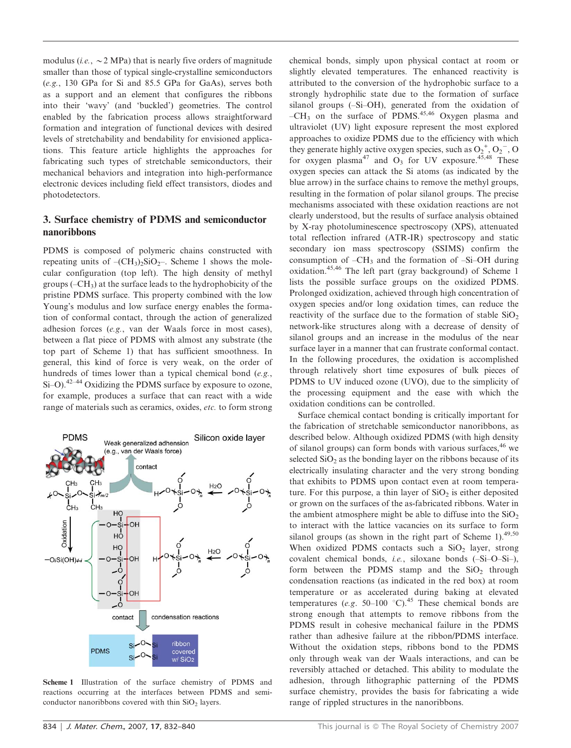modulus (*i.e.*, ~2 MPa) that is nearly five orders of magnitude smaller than those of typical single-crystalline semiconductors (*e.g.*, 130 GPa for Si and 85.5 GPa for GaAs), serves both as a support and an element that configures the ribbons into their 'wavy' (and 'buckled') geometries. The control enabled by the fabrication process allows straightforward formation and integration of functional devices with desired levels of stretchability and bendability for envisioned applications. This feature article highlights the approaches for fabricating such types of stretchable semiconductors, their mechanical behaviors and integration into high-performance electronic devices including field effect transistors, diodes and photodetectors.

## 3. Surface chemistry of PDMS and semiconductor nanoribbons

PDMS is composed of polymeric chains constructed with repeating units of $-(CH_3)_2SiO_2-$. Scheme 1 shows the molecular configuration (top left). The high density of methyl groups ($-CH_3$) at the surface leads to the hydrophobicity of the pristine PDMS surface. This property combined with the low Young's modulus and low surface energy enables the formation of conformal contact, through the action of generalized adhesion forces (*e.g.*, van der Waals force in most cases), between a flat piece of PDMS with almost any substrate (the top part of Scheme 1) that has sufficient smoothness. In general, this kind of force is very weak, on the order of hundreds of times lower than a typical chemical bond (*e.g.*, Si–O).[42–44] Oxidizing the PDMS surface by exposure to ozone, for example, produces a surface that can react with a wide range of materials such as ceramics, oxides, *etc.* to form strong

**Scheme 1** Illustration of the surface chemistry of PDMS and reactions occurring at the interfaces between PDMS and semiconductor nanoribbons covered with thin $SiO_2$ layers.

chemical bonds, simply upon physical contact at room or slightly elevated temperatures. The enhanced reactivity is attributed to the conversion of the hydrophobic surface to a strongly hydrophilic state due to the formation of surface silanol groups (–Si–OH), generated from the oxidation of $-CH_3$ on the surface of PDMS.[45,46] Oxygen plasma and ultraviolet (UV) light exposure represent the most explored approaches to oxidize PDMS due to the efficiency with which they generate highly active oxygen species, such as $O_2^+$, $O_2^-$, O for oxygen plasma[47] and $O_3$ for UV exposure.[45,48] These oxygen species can attack the Si atoms (as indicated by the blue arrow) in the surface chains to remove the methyl groups, resulting in the formation of polar silanol groups. The precise mechanisms associated with these oxidation reactions are not clearly understood, but the results of surface analysis obtained by X-ray photoluminescence spectroscopy (XPS), attenuated total reflection infrared (ATR-IR) spectroscopy and static secondary ion mass spectroscopy (SSIMS) confirm the consumption of $-CH_3$ and the formation of –Si–OH during oxidation.[45,46] The left part (gray background) of Scheme 1 lists the possible surface groups on the oxidized PDMS. Prolonged oxidization, achieved through high concentration of oxygen species and/or long oxidation times, can reduce the reactivity of the surface due to the formation of stable $SiO_2$ network-like structures along with a decrease of density of silanol groups and an increase in the modulus of the near surface layer in a manner that can frustrate conformal contact. In the following procedures, the oxidation is accomplished through relatively short time exposures of bulk pieces of PDMS to UV induced ozone (UVO), due to the simplicity of the processing equipment and the ease with which the oxidation conditions can be controlled.

Surface chemical contact bonding is critically important for the fabrication of stretchable semiconductor nanoribbons, as described below. Although oxidized PDMS (with high density of silanol groups) can form bonds with various surfaces,[46] we selected $SiO_2$ as the bonding layer on the ribbons because of its electrically insulating character and the very strong bonding that exhibits to PDMS upon contact even at room temperature. For this purpose, a thin layer of $SiO_2$ is either deposited or grown on the surfaces of the as-fabricated ribbons. Water in the ambient atmosphere might be able to diffuse into the $SiO_2$ to interact with the lattice vacancies on its surface to form silanol groups (as shown in the right part of Scheme 1).[49,50] When oxidized PDMS contacts such a $SiO_2$ layer, strong covalent chemical bonds, *i.e.*, siloxane bonds (–Si–O–Si–), form between the PDMS stamp and the $SiO_2$ through condensation reactions (as indicated in the red box) at room temperature or as accelerated during baking at elevated temperatures (*e.g.* 50–100 °C).[45] These chemical bonds are strong enough that attempts to remove ribbons from the PDMS result in cohesive mechanical failure in the PDMS rather than adhesive failure at the ribbon/PDMS interface. Without the oxidation steps, ribbons bond to the PDMS only through weak van der Waals interactions, and can be reversibly attached or detached. This ability to modulate the adhesion, through lithographic patterning of the PDMS surface chemistry, provides the basis for fabricating a wide range of rippled structures in the nanoribbons.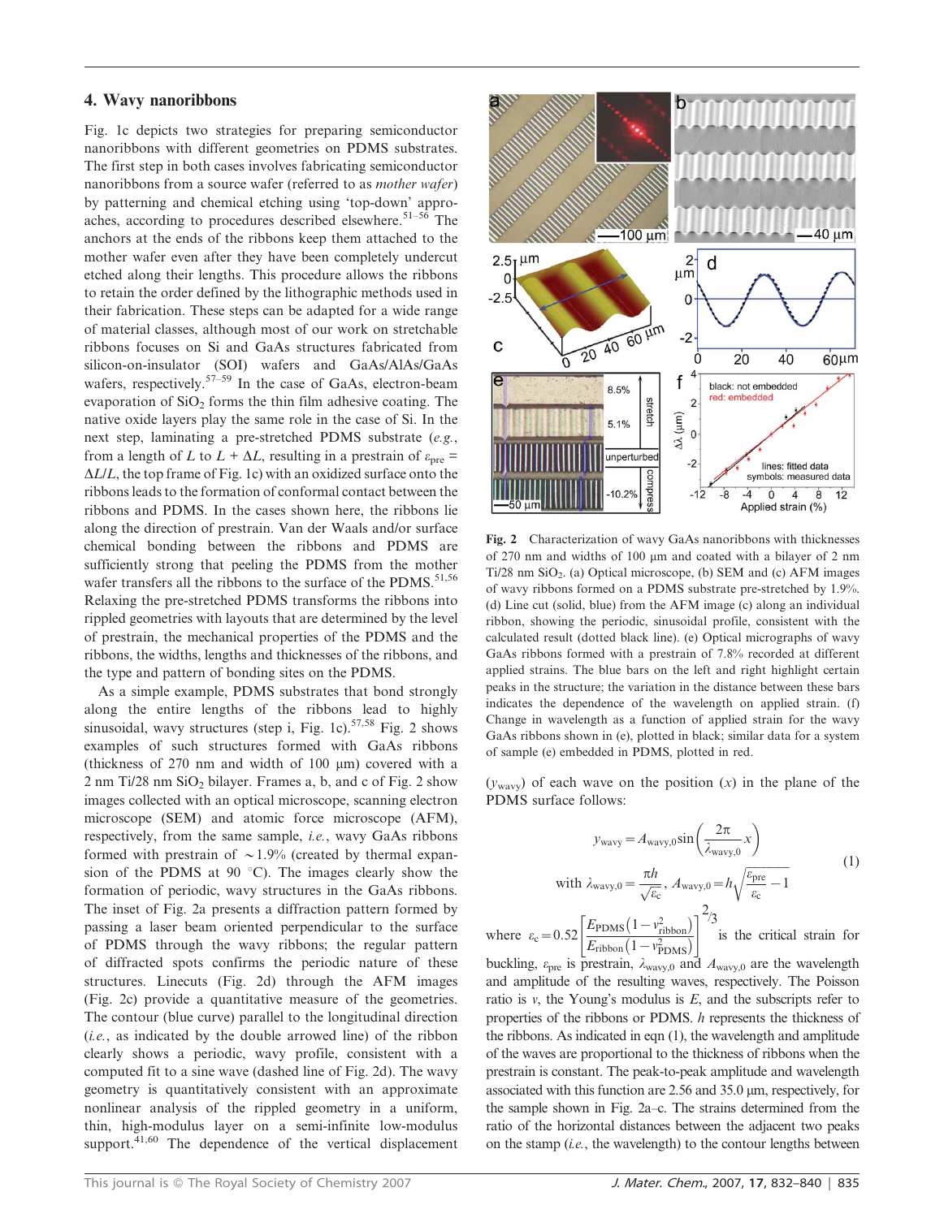## 4. Wavy nanoribbons

Fig. 1c depicts two strategies for preparing semiconductor nanoribbons with different geometries on PDMS substrates. The first step in both cases involves fabricating semiconductor nanoribbons from a source wafer (referred to as *mother wafer*) by patterning and chemical etching using 'top-down' approaches, according to procedures described elsewhere.[51–56] The anchors at the ends of the ribbons keep them attached to the mother wafer even after they have been completely undercut etched along their lengths. This procedure allows the ribbons to retain the order defined by the lithographic methods used in their fabrication. These steps can be adapted for a wide range of material classes, although most of our work on stretchable ribbons focuses on Si and GaAs structures fabricated from silicon-on-insulator (SOI) wafers and GaAs/AlAs/GaAs wafers, respectively.[57–59] In the case of GaAs, electron-beam evaporation of $SiO_2$ forms the thin film adhesive coating. The native oxide layers play the same role in the case of Si. In the next step, laminating a pre-stretched PDMS substrate (*e.g.*, from a length of $L$ to $L + \Delta L$, resulting in a prestrain of $\varepsilon_{pre} = \Delta L/L$, the top frame of Fig. 1c) with an oxidized surface onto the ribbons leads to the formation of conformal contact between the ribbons and PDMS. In the cases shown here, the ribbons lie along the direction of prestrain. Van der Waals and/or surface chemical bonding between the ribbons and PDMS are sufficiently strong that peeling the PDMS from the mother wafer transfers all the ribbons to the surface of the PDMS.[51,56] Relaxing the pre-stretched PDMS transforms the ribbons into rippled geometries with layouts that are determined by the level of prestrain, the mechanical properties of the PDMS and the ribbons, the widths, lengths and thicknesses of the ribbons, and the type and pattern of bonding sites on the PDMS.

As a simple example, PDMS substrates that bond strongly along the entire lengths of the ribbons lead to highly sinusoidal, wavy structures (step i, Fig. 1c).[57,58] Fig. 2 shows examples of such structures formed with GaAs ribbons (thickness of 270 nm and width of 100 μm) covered with a 2 nm Ti/28 nm $SiO_2$ bilayer. Frames a, b, and c of Fig. 2 show images collected with an optical microscope, scanning electron microscope (SEM) and atomic force microscope (AFM), respectively, from the same sample, *i.e.*, wavy GaAs ribbons formed with prestrain of ~1.9% (created by thermal expansion of the PDMS at 90 °C). The images clearly show the formation of periodic, wavy structures in the GaAs ribbons. The inset of Fig. 2a presents a diffraction pattern formed by passing a laser beam oriented perpendicular to the surface of PDMS through the wavy ribbons; the regular pattern of diffracted spots confirms the periodic nature of these structures. Linecuts (Fig. 2d) through the AFM images (Fig. 2c) provide a quantitative measure of the geometries. The contour (blue curve) parallel to the longitudinal direction (*i.e.*, as indicated by the double arrowed line) of the ribbon clearly shows a periodic, wavy profile, consistent with a computed fit to a sine wave (dashed line of Fig. 2d). The wavy geometry is quantitatively consistent with an approximate nonlinear analysis of the rippled geometry in a uniform, thin, high-modulus layer on a semi-infinite low-modulus support.[41,60] The dependence of the vertical displacement ($y_{wavy}$) of each wave on the position ($x$) in the plane of the PDMS surface follows:

**Fig. 2** Characterization of wavy GaAs nanoribbons with thicknesses of 270 nm and widths of 100 μm and coated with a bilayer of 2 nm Ti/28 nm $SiO_2$. (a) Optical microscope, (b) SEM and (c) AFM images of wavy ribbons formed on a PDMS substrate pre-stretched by 1.9%. (d) Line cut (solid, blue) from the AFM image (c) along an individual ribbon, showing the periodic, sinusoidal profile, consistent with the calculated result (dotted black line). (e) Optical micrographs of wavy GaAs ribbons formed with a prestrain of 7.8% recorded at different applied strains. The blue bars on the left and right highlight certain peaks in the structure; the variation in the distance between these bars indicates the dependence of the wavelength on applied strain. (f) Change in wavelength as a function of applied strain for the wavy GaAs ribbons shown in (e), plotted in black; similar data for a system of sample (e) embedded in PDMS, plotted in red.

$$
y_{wavy} = A_{wavy,0}\sin\left(\frac{2\pi}{\lambda_{wavy,0}}x\right)
$$
$$
\text{with } \lambda_{wavy,0} = \frac{\pi h}{\sqrt{\varepsilon_c}},\ A_{wavy,0} = h\sqrt{\frac{\varepsilon_{pre}}{\varepsilon_c} - 1} \tag{1}
$$

where $\varepsilon_c = 0.52\left[\frac{E_{PDMS}(1-v_{ribbon}^2)}{E_{ribbon}(1-v_{PDMS}^2)}\right]^{2/3}$ is the critical strain for buckling, $\varepsilon_{pre}$ is prestrain, $\lambda_{wavy,0}$ and $A_{wavy,0}$ are the wavelength and amplitude of the resulting waves, respectively. The Poisson ratio is $v$, the Young's modulus is $E$, and the subscripts refer to properties of the ribbons or PDMS. $h$ represents the thickness of the ribbons. As indicated in eqn (1), the wavelength and amplitude of the waves are proportional to the thickness of ribbons when the prestrain is constant. The peak-to-peak amplitude and wavelength associated with this function are 2.56 and 35.0 μm, respectively, for the sample shown in Fig. 2a–c. The strains determined from the ratio of the horizontal distances between the adjacent two peaks on the stamp (*i.e.*, the wavelength) to the contour lengths between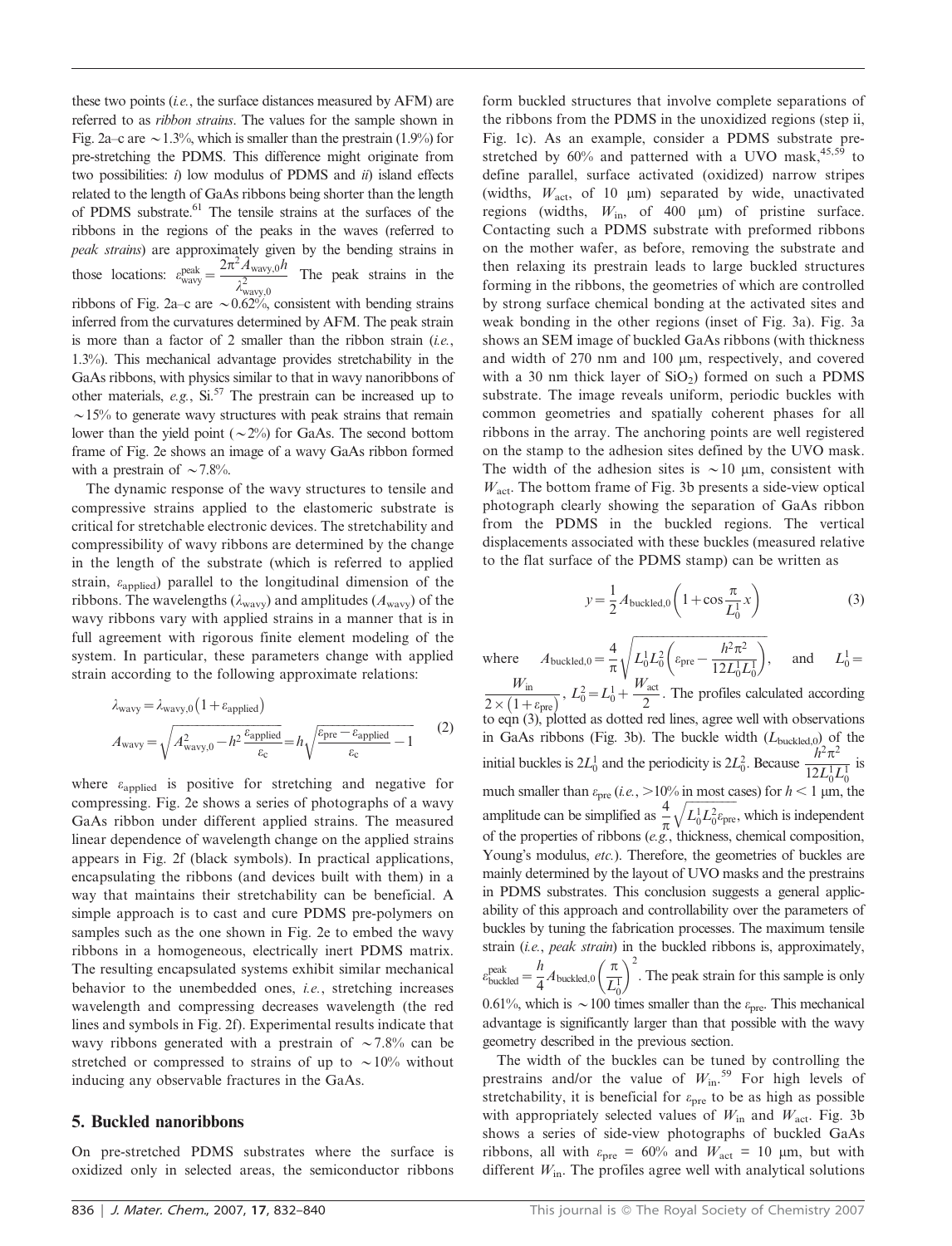these two points (*i.e.*, the surface distances measured by AFM) are referred to as *ribbon strains*. The values for the sample shown in Fig. 2a–c are ~1.3%, which is smaller than the prestrain (1.9%) for pre-stretching the PDMS. This difference might originate from two possibilities: *i*) low modulus of PDMS and *ii*) island effects related to the length of GaAs ribbons being shorter than the length of PDMS substrate.[61] The tensile strains at the surfaces of the ribbons in the regions of the peaks in the waves (referred to *peak strains*) are approximately given by the bending strains in those locations: $\varepsilon_{\text{wavy}}^{\text{peak}} = \frac{2\pi^2 A_{\text{wavy},0} h}{\lambda_{\text{wavy},0}^2}$ The peak strains in the ribbons of Fig. 2a–c are ~0.62%, consistent with bending strains inferred from the curvatures determined by AFM. The peak strain is more than a factor of 2 smaller than the ribbon strain (*i.e.*, 1.3%). This mechanical advantage provides stretchability in the GaAs ribbons, with physics similar to that in wavy nanoribbons of other materials, *e.g.*, Si.[57] The prestrain can be increased up to ~15% to generate wavy structures with peak strains that remain lower than the yield point (~2%) for GaAs. The second bottom frame of Fig. 2e shows an image of a wavy GaAs ribbon formed with a prestrain of ~7.8%.

The dynamic response of the wavy structures to tensile and compressive strains applied to the elastomeric substrate is critical for stretchable electronic devices. The stretchability and compressibility of wavy ribbons are determined by the change in the length of the substrate (which is referred to applied strain, $\varepsilon_{\text{applied}}$) parallel to the longitudinal dimension of the ribbons. The wavelengths ($\lambda_{\text{wavy}}$) and amplitudes ($A_{\text{wavy}}$) of the wavy ribbons vary with applied strains in a manner that is in full agreement with rigorous finite element modeling of the system. In particular, these parameters change with applied strain according to the following approximate relations:

$$\lambda_{\text{wavy}} = \lambda_{\text{wavy},0}\left(1+\varepsilon_{\text{applied}}\right)$$
$$A_{\text{wavy}} = \sqrt{A_{\text{wavy},0}^2 - h^2 \frac{\varepsilon_{\text{applied}}}{\varepsilon_{\text{c}}}} = h\sqrt{\frac{\varepsilon_{\text{pre}} - \varepsilon_{\text{applied}}}{\varepsilon_{\text{c}}} - 1} \tag{2}$$

where $\varepsilon_{\text{applied}}$ is positive for stretching and negative for compressing. Fig. 2e shows a series of photographs of a wavy GaAs ribbon under different applied strains. The measured linear dependence of wavelength change on the applied strains appears in Fig. 2f (black symbols). In practical applications, encapsulating the ribbons (and devices built with them) in a way that maintains their stretchability can be beneficial. A simple approach is to cast and cure PDMS pre-polymers on samples such as the one shown in Fig. 2e to embed the wavy ribbons in a homogeneous, electrically inert PDMS matrix. The resulting encapsulated systems exhibit similar mechanical behavior to the unembedded ones, *i.e.*, stretching increases wavelength and compressing decreases wavelength (the red lines and symbols in Fig. 2f). Experimental results indicate that wavy ribbons generated with a prestrain of ~7.8% can be stretched or compressed to strains of up to ~10% without inducing any observable fractures in the GaAs.

## 5. Buckled nanoribbons

On pre-stretched PDMS substrates where the surface is oxidized only in selected areas, the semiconductor ribbons form buckled structures that involve complete separations of the ribbons from the PDMS in the unoxidized regions (step ii, Fig. 1c). As an example, consider a PDMS substrate pre-stretched by 60% and patterned with a UVO mask,[45,59] to define parallel, surface activated (oxidized) narrow stripes (widths, $W_{\text{act}}$, of 10 μm) separated by wide, unactivated regions (widths, $W_{\text{in}}$, of 400 μm) of pristine surface. Contacting such a PDMS substrate with preformed ribbons on the mother wafer, as before, removing the substrate and then relaxing its prestrain leads to large buckled structures forming in the ribbons, the geometries of which are controlled by strong surface chemical bonding at the activated sites and weak bonding in the other regions (inset of Fig. 3a). Fig. 3a shows an SEM image of buckled GaAs ribbons (with thickness and width of 270 nm and 100 μm, respectively, and covered with a 30 nm thick layer of $SiO_2$) formed on such a PDMS substrate. The image reveals uniform, periodic buckles with common geometries and spatially coherent phases for all ribbons in the array. The anchoring points are well registered on the stamp to the adhesion sites defined by the UVO mask. The width of the adhesion sites is ~10 μm, consistent with $W_{\text{act}}$. The bottom frame of Fig. 3b presents a side-view optical photograph clearly showing the separation of GaAs ribbon from the PDMS in the buckled regions. The vertical displacements associated with these buckles (measured relative to the flat surface of the PDMS stamp) can be written as

$$y = \frac{1}{2} A_{\text{buckled},0}\left(1 + \cos\frac{\pi}{L_0^1}x\right) \tag{3}$$

where $A_{\text{buckled},0} = \frac{4}{\pi}\sqrt{L_0^1 L_0^2\left(\varepsilon_{\text{pre}} - \frac{h^2\pi^2}{12 L_0^1 L_0^1}\right)}$, and $L_0^1 = \frac{W_{\text{in}}}{2\times\left(1+\varepsilon_{\text{pre}}\right)}$, $L_0^2 = L_0^1 + \frac{W_{\text{act}}}{2}$. The profiles calculated according to eqn (3), plotted as dotted red lines, agree well with observations in GaAs ribbons (Fig. 3b). The buckle width ($L_{\text{buckled},0}$) of the initial buckles is $2L_0^1$ and the periodicity is $2L_0^2$. Because $\frac{h^2\pi^2}{12 L_0^1 L_0^1}$ is much smaller than $\varepsilon_{\text{pre}}$ (*i.e.*, >10% in most cases) for $h < 1$ μm, the amplitude can be simplified as $\frac{4}{\pi}\sqrt{L_0^1 L_0^2 \varepsilon_{\text{pre}}}$, which is independent of the properties of ribbons (*e.g.*, thickness, chemical composition, Young's modulus, *etc.*). Therefore, the geometries of buckles are mainly determined by the layout of UVO masks and the prestrains in PDMS substrates. This conclusion suggests a general applicability of this approach and controllability over the parameters of buckles by tuning the fabrication processes. The maximum tensile strain (*i.e.*, *peak strain*) in the buckled ribbons is, approximately, $\varepsilon_{\text{buckled}}^{\text{peak}} = \frac{h}{4} A_{\text{buckled},0}\left(\frac{\pi}{L_0^1}\right)^2$. The peak strain for this sample is only 0.61%, which is ~100 times smaller than the $\varepsilon_{\text{pre}}$. This mechanical advantage is significantly larger than that possible with the wavy geometry described in the previous section.

The width of the buckles can be tuned by controlling the prestrains and/or the value of $W_{\text{in}}$.[59] For high levels of stretchability, it is beneficial for $\varepsilon_{\text{pre}}$ to be as high as possible with appropriately selected values of $W_{\text{in}}$ and $W_{\text{act}}$. Fig. 3b shows a series of side-view photographs of buckled GaAs ribbons, all with $\varepsilon_{\text{pre}}$ = 60% and $W_{\text{act}}$ = 10 μm, but with different $W_{\text{in}}$. The profiles agree well with analytical solutions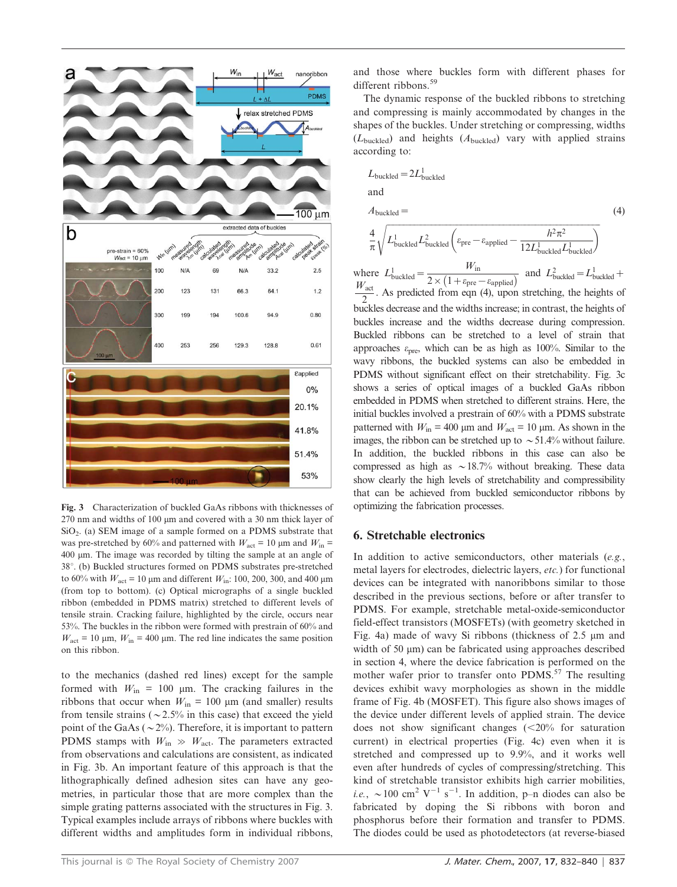Fig. 3 Characterization of buckled GaAs ribbons with thicknesses of 270 nm and widths of 100 μm and covered with a 30 nm thick layer of $SiO_2$. (a) SEM image of a sample formed on a PDMS substrate that was pre-stretched by 60% and patterned with $W_{act}$ = 10 μm and $W_{in}$ = 400 μm. The image was recorded by tilting the sample at an angle of 38°. (b) Buckled structures formed on PDMS substrates pre-stretched to 60% with $W_{act}$ = 10 μm and different $W_{in}$: 100, 200, 300, and 400 μm (from top to bottom). (c) Optical micrographs of a single buckled ribbon (embedded in PDMS matrix) stretched to different levels of tensile strain. Cracking failure, highlighted by the circle, occurs near 53%. The buckles in the ribbon were formed with prestrain of 60% and $W_{act}$ = 10 μm, $W_{in}$ = 400 μm. The red line indicates the same position on this ribbon.

to the mechanics (dashed red lines) except for the sample formed with $W_{in}$ = 100 μm. The cracking failures in the ribbons that occur when $W_{in}$ = 100 μm (and smaller) results from tensile strains (~2.5% in this case) that exceed the yield point of the GaAs (~2%). Therefore, it is important to pattern PDMS stamps with $W_{in} \gg W_{act}$. The parameters extracted from observations and calculations are consistent, as indicated in Fig. 3b. An important feature of this approach is that the lithographically defined adhesion sites can have any geometries, in particular those that are more complex than the simple grating patterns associated with the structures in Fig. 3. Typical examples include arrays of ribbons where buckles with different widths and amplitudes form in individual ribbons, and those where buckles form with different phases for different ribbons.[59]

The dynamic response of the buckled ribbons to stretching and compressing is mainly accommodated by changes in the shapes of the buckles. Under stretching or compressing, widths ($L_{buckled}$) and heights ($A_{buckled}$) vary with applied strains according to:

$$L_{buckled} = 2L^1_{buckled}$$

and

$$A_{buckled} = \frac{4}{\pi}\sqrt{L^1_{buckled}L^2_{buckled}\left(\varepsilon_{pre} - \varepsilon_{applied} - \frac{h^2\pi^2}{12L^1_{buckled}L^1_{buckled}}\right)} \quad (4)$$

where $L^1_{buckled} = \dfrac{W_{in}}{2\times(1+\varepsilon_{pre}-\varepsilon_{applied})}$ and $L^2_{buckled} = L^1_{buckled} + \dfrac{W_{act}}{2}$. As predicted from eqn (4), upon stretching, the heights of buckles decrease and the widths increase; in contrast, the heights of buckles increase and the widths decrease during compression. Buckled ribbons can be stretched to a level of strain that approaches $\varepsilon_{pre}$, which can be as high as 100%. Similar to the wavy ribbons, the buckled systems can also be embedded in PDMS without significant effect on their stretchability. Fig. 3c shows a series of optical images of a buckled GaAs ribbon embedded in PDMS when stretched to different strains. Here, the initial buckles involved a prestrain of 60% with a PDMS substrate patterned with $W_{in}$ = 400 μm and $W_{act}$ = 10 μm. As shown in the images, the ribbon can be stretched up to ~51.4% without failure. In addition, the buckled ribbons in this case can also be compressed as high as ~18.7% without breaking. These data show clearly the high levels of stretchability and compressibility that can be achieved from buckled semiconductor ribbons by optimizing the fabrication processes.

## 6. Stretchable electronics

In addition to active semiconductors, other materials (*e.g.*, metal layers for electrodes, dielectric layers, *etc.*) for functional devices can be integrated with nanoribbons similar to those described in the previous sections, before or after transfer to PDMS. For example, stretchable metal-oxide-semiconductor field-effect transistors (MOSFETs) (with geometry sketched in Fig. 4a) made of wavy Si ribbons (thickness of 2.5 μm and width of 50 μm) can be fabricated using approaches described in section 4, where the device fabrication is performed on the mother wafer prior to transfer onto PDMS.[57] The resulting devices exhibit wavy morphologies as shown in the middle frame of Fig. 4b (MOSFET). This figure also shows images of the device under different levels of applied strain. The device does not show significant changes (<20% for saturation current) in electrical properties (Fig. 4c) even when it is stretched and compressed up to 9.9%, and it works well even after hundreds of cycles of compressing/stretching. This kind of stretchable transistor exhibits high carrier mobilities, *i.e.*, ~100 $cm^2\ V^{-1}\ s^{-1}$. In addition, p–n diodes can also be fabricated by doping the Si ribbons with boron and phosphorus before their formation and transfer to PDMS. The diodes could be used as photodetectors (at reverse-biased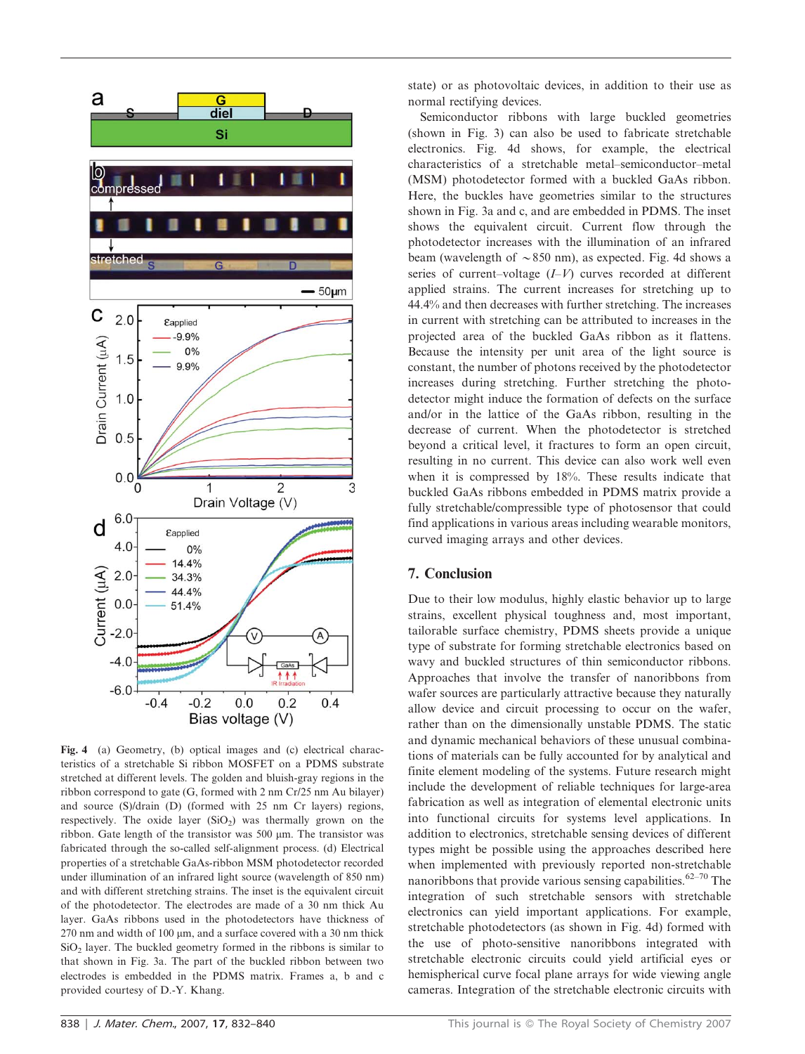**Fig. 4** (a) Geometry, (b) optical images and (c) electrical characteristics of a stretchable Si ribbon MOSFET on a PDMS substrate stretched at different levels. The golden and bluish-gray regions in the ribbon correspond to gate (G, formed with 2 nm Cr/25 nm Au bilayer) and source (S)/drain (D) (formed with 25 nm Cr layers) regions, respectively. The oxide layer ($SiO_2$) was thermally grown on the ribbon. Gate length of the transistor was 500 μm. The transistor was fabricated through the so-called self-alignment process. (d) Electrical properties of a stretchable GaAs-ribbon MSM photodetector recorded under illumination of an infrared light source (wavelength of 850 nm) and with different stretching strains. The inset is the equivalent circuit of the photodetector. The electrodes are made of a 30 nm thick Au layer. GaAs ribbons used in the photodetectors have thickness of 270 nm and width of 100 μm, and a surface covered with a 30 nm thick $SiO_2$ layer. The buckled geometry formed in the ribbons is similar to that shown in Fig. 3a. The part of the buckled ribbon between two electrodes is embedded in the PDMS matrix. Frames a, b and c provided courtesy of D.-Y. Khang.

state) or as photovoltaic devices, in addition to their use as normal rectifying devices.

Semiconductor ribbons with large buckled geometries (shown in Fig. 3) can also be used to fabricate stretchable electronics. Fig. 4d shows, for example, the electrical characteristics of a stretchable metal–semiconductor–metal (MSM) photodetector formed with a buckled GaAs ribbon. Here, the buckles have geometries similar to the structures shown in Fig. 3a and c, and are embedded in PDMS. The inset shows the equivalent circuit. Current flow through the photodetector increases with the illumination of an infrared beam (wavelength of ~850 nm), as expected. Fig. 4d shows a series of current–voltage (*I*–*V*) curves recorded at different applied strains. The current increases for stretching up to 44.4% and then decreases with further stretching. The increases in current with stretching can be attributed to increases in the projected area of the buckled GaAs ribbon as it flattens. Because the intensity per unit area of the light source is constant, the number of photons received by the photodetector increases during stretching. Further stretching the photodetector might induce the formation of defects on the surface and/or in the lattice of the GaAs ribbon, resulting in the decrease of current. When the photodetector is stretched beyond a critical level, it fractures to form an open circuit, resulting in no current. This device can also work well even when it is compressed by 18%. These results indicate that buckled GaAs ribbons embedded in PDMS matrix provide a fully stretchable/compressible type of photosensor that could find applications in various areas including wearable monitors, curved imaging arrays and other devices.

## 7. Conclusion

Due to their low modulus, highly elastic behavior up to large strains, excellent physical toughness and, most important, tailorable surface chemistry, PDMS sheets provide a unique type of substrate for forming stretchable electronics based on wavy and buckled structures of thin semiconductor ribbons. Approaches that involve the transfer of nanoribbons from wafer sources are particularly attractive because they naturally allow device and circuit processing to occur on the wafer, rather than on the dimensionally unstable PDMS. The static and dynamic mechanical behaviors of these unusual combinations of materials can be fully accounted for by analytical and finite element modeling of the systems. Future research might include the development of reliable techniques for large-area fabrication as well as integration of elemental electronic units into functional circuits for systems level applications. In addition to electronics, stretchable sensing devices of different types might be possible using the approaches described here when implemented with previously reported non-stretchable nanoribbons that provide various sensing capabilities.[62–70] The integration of such stretchable sensors with stretchable electronics can yield important applications. For example, stretchable photodetectors (as shown in Fig. 4d) formed with the use of photo-sensitive nanoribbons integrated with stretchable electronic circuits could yield artificial eyes or hemispherical curve focal plane arrays for wide viewing angle cameras. Integration of the stretchable electronic circuits with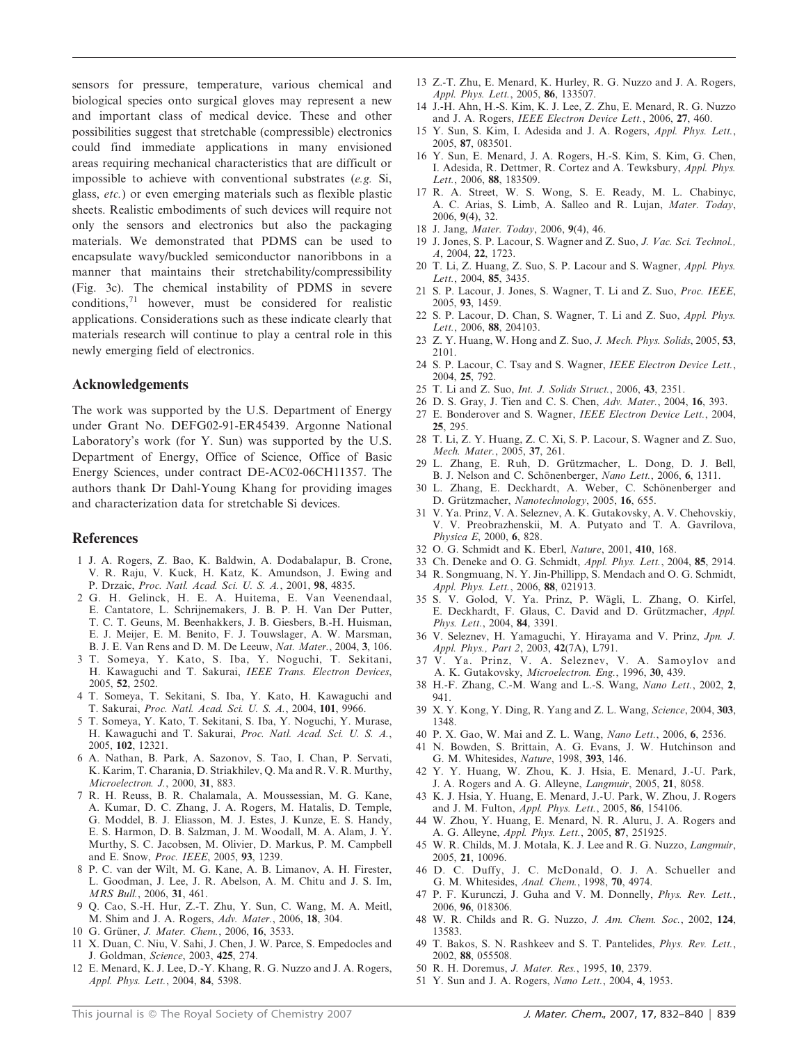sensors for pressure, temperature, various chemical and biological species onto surgical gloves may represent a new and important class of medical device. These and other possibilities suggest that stretchable (compressible) electronics could find immediate applications in many envisioned areas requiring mechanical characteristics that are difficult or impossible to achieve with conventional substrates (*e.g.* Si, glass, *etc.*) or even emerging materials such as flexible plastic sheets. Realistic embodiments of such devices will require not only the sensors and electronics but also the packaging materials. We demonstrated that PDMS can be used to encapsulate wavy/buckled semiconductor nanoribbons in a manner that maintains their stretchability/compressibility (Fig. 3c). The chemical instability of PDMS in severe conditions,[71] however, must be considered for realistic applications. Considerations such as these indicate clearly that materials research will continue to play a central role in this newly emerging field of electronics.

## Acknowledgements

The work was supported by the U.S. Department of Energy under Grant No. DEFG02-91-ER45439. Argonne National Laboratory's work (for Y. Sun) was supported by the U.S. Department of Energy, Office of Science, Office of Basic Energy Sciences, under contract DE-AC02-06CH11357. The authors thank Dr Dahl-Young Khang for providing images and characterization data for stretchable Si devices.

## References

1 J. A. Rogers, Z. Bao, K. Baldwin, A. Dodabalapur, B. Crone, V. R. Raju, V. Kuck, H. Katz, K. Amundson, J. Ewing and P. Drzaic, *Proc. Natl. Acad. Sci. U. S. A.*, 2001, **98**, 4835.

2 G. H. Gelinck, H. E. A. Huitema, E. Van Veenendaal, E. Cantatore, L. Schrijnemakers, J. B. P. H. Van Der Putter, T. C. T. Geuns, M. Beenhakkers, J. B. Giesbers, B.-H. Huisman, E. J. Meijer, E. M. Benito, F. J. Touwslager, A. W. Marsman, B. J. E. Van Rens and D. M. De Leeuw, *Nat. Mater.*, 2004, **3**, 106.

3 T. Someya, Y. Kato, S. Iba, Y. Noguchi, T. Sekitani, H. Kawaguchi and T. Sakurai, *IEEE Trans. Electron Devices*, 2005, **52**, 2502.

4 T. Someya, T. Sekitani, S. Iba, Y. Kato, H. Kawaguchi and T. Sakurai, *Proc. Natl. Acad. Sci. U. S. A.*, 2004, **101**, 9966.

5 T. Someya, Y. Kato, T. Sekitani, S. Iba, Y. Noguchi, Y. Murase, H. Kawaguchi and T. Sakurai, *Proc. Natl. Acad. Sci. U. S. A.*, 2005, **102**, 12321.

6 A. Nathan, B. Park, A. Sazonov, S. Tao, I. Chan, P. Servati, K. Karim, T. Charania, D. Striakhilev, Q. Ma and R. V. R. Murthy, *Microelectron. J.*, 2000, **31**, 883.

7 R. H. Reuss, B. R. Chalamala, A. Moussessian, M. G. Kane, A. Kumar, D. C. Zhang, J. A. Rogers, M. Hatalis, D. Temple, G. Moddel, B. J. Eliasson, M. J. Estes, J. Kunze, E. S. Handy, E. S. Harmon, D. B. Salzman, J. M. Woodall, M. A. Alam, J. Y. Murthy, S. C. Jacobsen, M. Olivier, D. Markus, P. M. Campbell and E. Snow, *Proc. IEEE*, 2005, **93**, 1239.

8 P. C. van der Wilt, M. G. Kane, A. B. Limanov, A. H. Firester, L. Goodman, J. Lee, J. R. Abelson, A. M. Chitu and J. S. Im, *MRS Bull.*, 2006, **31**, 461.

9 Q. Cao, S.-H. Hur, Z.-T. Zhu, Y. Sun, C. Wang, M. A. Meitl, M. Shim and J. A. Rogers, *Adv. Mater.*, 2006, **18**, 304.

10 G. Grüner, *J. Mater. Chem.*, 2006, **16**, 3533.

11 X. Duan, C. Niu, V. Sahi, J. Chen, J. W. Parce, S. Empedocles and J. Goldman, *Science*, 2003, **425**, 274.

12 E. Menard, K. J. Lee, D.-Y. Khang, R. G. Nuzzo and J. A. Rogers, *Appl. Phys. Lett.*, 2004, **84**, 5398.

13 Z.-T. Zhu, E. Menard, K. Hurley, R. G. Nuzzo and J. A. Rogers, *Appl. Phys. Lett.*, 2005, **86**, 133507.

14 J.-H. Ahn, H.-S. Kim, K. J. Lee, Z. Zhu, E. Menard, R. G. Nuzzo and J. A. Rogers, *IEEE Electron Device Lett.*, 2006, **27**, 460.

15 Y. Sun, S. Kim, I. Adesida and J. A. Rogers, *Appl. Phys. Lett.*, 2005, **87**, 083501.

16 Y. Sun, E. Menard, J. A. Rogers, H.-S. Kim, S. Kim, G. Chen, I. Adesida, R. Dettmer, R. Cortez and A. Tewksbury, *Appl. Phys. Lett.*, 2006, **88**, 183509.

17 R. A. Street, W. S. Wong, S. E. Ready, M. L. Chabinyc, A. C. Arias, S. Limb, A. Salleo and R. Lujan, *Mater. Today*, 2006, **9**(4), 32.

18 J. Jang, *Mater. Today*, 2006, **9**(4), 46.

19 J. Jones, S. P. Lacour, S. Wagner and Z. Suo, *J. Vac. Sci. Technol., A*, 2004, **22**, 1723.

20 T. Li, Z. Huang, Z. Suo, S. P. Lacour and S. Wagner, *Appl. Phys. Lett.*, 2004, **85**, 3435.

21 S. P. Lacour, J. Jones, S. Wagner, T. Li and Z. Suo, *Proc. IEEE*, 2005, **93**, 1459.

22 S. P. Lacour, D. Chan, S. Wagner, T. Li and Z. Suo, *Appl. Phys. Lett.*, 2006, **88**, 204103.

23 Z. Y. Huang, W. Hong and Z. Suo, *J. Mech. Phys. Solids*, 2005, **53**, 2101.

24 S. P. Lacour, C. Tsay and S. Wagner, *IEEE Electron Device Lett.*, 2004, **25**, 792.

25 T. Li and Z. Suo, *Int. J. Solids Struct.*, 2006, **43**, 2351.

26 D. S. Gray, J. Tien and C. S. Chen, *Adv. Mater.*, 2004, **16**, 393.

27 E. Bonderover and S. Wagner, *IEEE Electron Device Lett.*, 2004, **25**, 295.

28 T. Li, Z. Y. Huang, Z. C. Xi, S. P. Lacour, S. Wagner and Z. Suo, *Mech. Mater.*, 2005, **37**, 261.

29 L. Zhang, E. Ruh, D. Grützmacher, L. Dong, D. J. Bell, B. J. Nelson and C. Schönenberger, *Nano Lett.*, 2006, **6**, 1311.

30 L. Zhang, E. Deckhardt, A. Weber, C. Schönenberger and D. Grützmacher, *Nanotechnology*, 2005, **16**, 655.

31 V. Ya. Prinz, V. A. Seleznev, A. K. Gutakovsky, A. V. Chehovskiy, V. V. Preobrazhenskii, M. A. Putyato and T. A. Gavrilova, *Physica E*, 2000, **6**, 828.

32 O. G. Schmidt and K. Eberl, *Nature*, 2001, **410**, 168.

33 Ch. Deneke and O. G. Schmidt, *Appl. Phys. Lett.*, 2004, **85**, 2914.

34 R. Songmuang, N. Y. Jin-Phillipp, S. Mendach and O. G. Schmidt, *Appl. Phys. Lett.*, 2006, **88**, 021913.

35 S. V. Golod, V. Ya. Prinz, P. Wägli, L. Zhang, O. Kirfel, E. Deckhardt, F. Glaus, C. David and D. Grützmacher, *Appl. Phys. Lett.*, 2004, **84**, 3391.

36 V. Seleznev, H. Yamaguchi, Y. Hirayama and V. Prinz, *Jpn. J. Appl. Phys., Part 2*, 2003, **42**(7A), L791.

37 V. Ya. Prinz, V. A. Seleznev, V. A. Samoylov and A. K. Gutakovsky, *Microelectron. Eng.*, 1996, **30**, 439.

38 H.-F. Zhang, C.-M. Wang and L.-S. Wang, *Nano Lett.*, 2002, **2**, 941.

39 X. Y. Kong, Y. Ding, R. Yang and Z. L. Wang, *Science*, 2004, **303**, 1348.

40 P. X. Gao, W. Mai and Z. L. Wang, *Nano Lett.*, 2006, **6**, 2536.

41 N. Bowden, S. Brittain, A. G. Evans, J. W. Hutchinson and G. M. Whitesides, *Nature*, 1998, **393**, 146.

42 Y. Y. Huang, W. Zhou, K. J. Hsia, E. Menard, J.-U. Park, J. A. Rogers and A. G. Alleyne, *Langmuir*, 2005, **21**, 8058.

43 K. J. Hsia, Y. Huang, E. Menard, J.-U. Park, W. Zhou, J. Rogers and J. M. Fulton, *Appl. Phys. Lett.*, 2005, **86**, 154106.

44 W. Zhou, Y. Huang, E. Menard, N. R. Aluru, J. A. Rogers and A. G. Alleyne, *Appl. Phys. Lett.*, 2005, **87**, 251925.

45 W. R. Childs, M. J. Motala, K. J. Lee and R. G. Nuzzo, *Langmuir*, 2005, **21**, 10096.

46 D. C. Duffy, J. C. McDonald, O. J. A. Schueller and G. M. Whitesides, *Anal. Chem.*, 1998, **70**, 4974.

47 P. F. Kurunczi, J. Guha and V. M. Donnelly, *Phys. Rev. Lett.*, 2006, **96**, 018306.

48 W. R. Childs and R. G. Nuzzo, *J. Am. Chem. Soc.*, 2002, **124**, 13583.

49 T. Bakos, S. N. Rashkeev and S. T. Pantelides, *Phys. Rev. Lett.*, 2002, **88**, 055508.

50 R. H. Doremus, *J. Mater. Res.*, 1995, **10**, 2379.

51 Y. Sun and J. A. Rogers, *Nano Lett.*, 2004, **4**, 1953.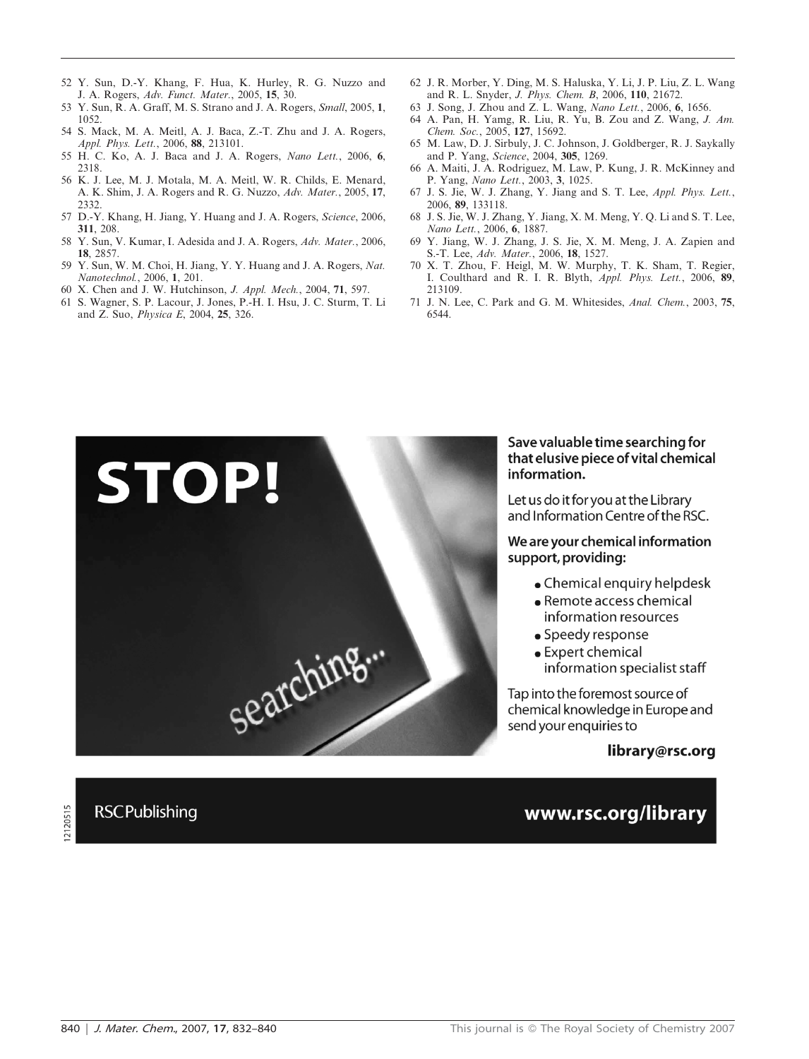52 Y. Sun, D.-Y. Khang, F. Hua, K. Hurley, R. G. Nuzzo and J. A. Rogers, *Adv. Funct. Mater.*, 2005, **15**, 30.
53 Y. Sun, R. A. Graff, M. S. Strano and J. A. Rogers, *Small*, 2005, **1**, 1052.
54 S. Mack, M. A. Meitl, A. J. Baca, Z.-T. Zhu and J. A. Rogers, *Appl. Phys. Lett.*, 2006, **88**, 213101.
55 H. C. Ko, A. J. Baca and J. A. Rogers, *Nano Lett.*, 2006, **6**, 2318.
56 K. J. Lee, M. J. Motala, M. A. Meitl, W. R. Childs, E. Menard, A. K. Shim, J. A. Rogers and R. G. Nuzzo, *Adv. Mater.*, 2005, **17**, 2332.
57 D.-Y. Khang, H. Jiang, Y. Huang and J. A. Rogers, *Science*, 2006, **311**, 208.
58 Y. Sun, V. Kumar, I. Adesida and J. A. Rogers, *Adv. Mater.*, 2006, **18**, 2857.
59 Y. Sun, W. M. Choi, H. Jiang, Y. Y. Huang and J. A. Rogers, *Nat. Nanotechnol.*, 2006, **1**, 201.
60 X. Chen and J. W. Hutchinson, *J. Appl. Mech.*, 2004, **71**, 597.
61 S. Wagner, S. P. Lacour, J. Jones, P.-H. I. Hsu, J. C. Sturm, T. Li and Z. Suo, *Physica E*, 2004, **25**, 326.
62 J. R. Morber, Y. Ding, M. S. Haluska, Y. Li, J. P. Liu, Z. L. Wang and R. L. Snyder, *J. Phys. Chem. B*, 2006, **110**, 21672.
63 J. Song, J. Zhou and Z. L. Wang, *Nano Lett.*, 2006, **6**, 1656.
64 A. Pan, H. Yamg, R. Liu, R. Yu, B. Zou and Z. Wang, *J. Am. Chem. Soc.*, 2005, **127**, 15692.
65 M. Law, D. J. Sirbuly, J. C. Johnson, J. Goldberger, R. J. Saykally and P. Yang, *Science*, 2004, **305**, 1269.
66 A. Maiti, J. A. Rodriguez, M. Law, P. Kung, J. R. McKinney and P. Yang, *Nano Lett.*, 2003, **3**, 1025.
67 J. S. Jie, W. J. Zhang, Y. Jiang and S. T. Lee, *Appl. Phys. Lett.*, 2006, **89**, 133118.
68 J. S. Jie, W. J. Zhang, Y. Jiang, X. M. Meng, Y. Q. Li and S. T. Lee, *Nano Lett.*, 2006, **6**, 1887.
69 Y. Jiang, W. J. Zhang, J. S. Jie, X. M. Meng, J. A. Zapien and S.-T. Lee, *Adv. Mater.*, 2006, **18**, 1527.
70 X. T. Zhou, F. Heigl, M. W. Murphy, T. K. Sham, T. Regier, I. Coulthard and R. I. R. Blyth, *Appl. Phys. Lett.*, 2006, **89**, 213109.
71 J. N. Lee, C. Park and G. M. Whitesides, *Anal. Chem.*, 2003, **75**, 6544.

STOP!

searching...

**Save valuable time searching for that elusive piece of vital chemical information.**

Let us do it for you at the Library and Information Centre of the RSC.

**We are your chemical information support, providing:**

- Chemical enquiry helpdesk
- Remote access chemical information resources
- Speedy response
- Expert chemical information specialist staff

Tap into the foremost source of chemical knowledge in Europe and send your enquiries to

**library@rsc.org**

12120515

RSCPublishing

**www.rsc.org/library**